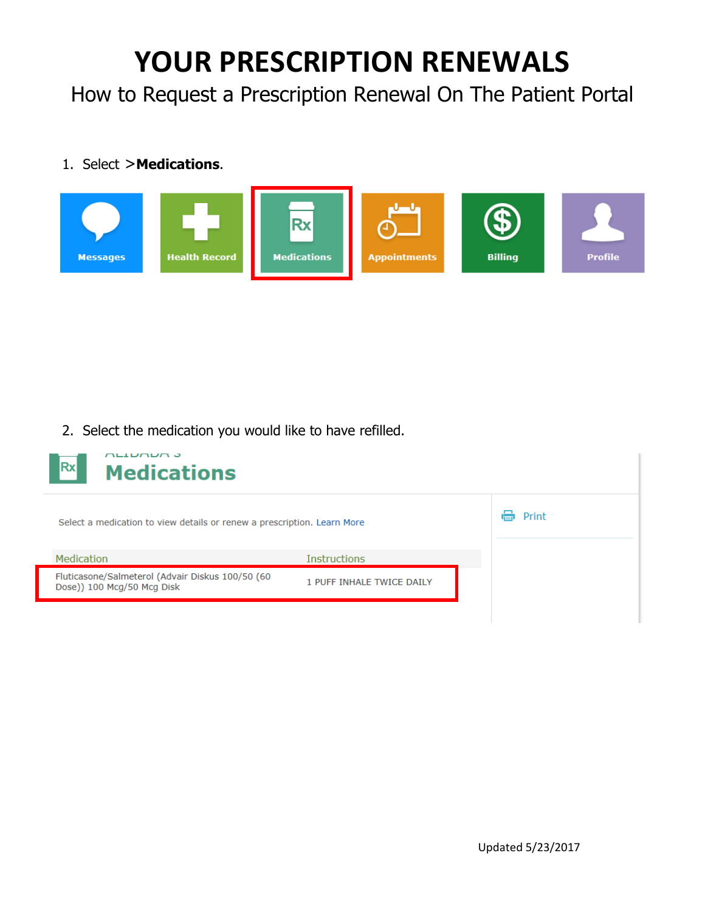# YOUR PRESCRIPTION RENEWALS

How to Request a Prescription Renewal On The Patient Portal

1. Select >**Medications**.

Messages
Health Record
Medications
Appointments
Billing
Profile

2. Select the medication you would like to have refilled.

Medications

Select a medication to view details or renew a prescription. Learn More

Print

| Medication | Instructions |
| --- | --- |
| Fluticasone/Salmeterol (Advair Diskus 100/50 (60 Dose)) 100 Mcg/50 Mcg Disk | 1 PUFF INHALE TWICE DAILY |

Updated 5/23/2017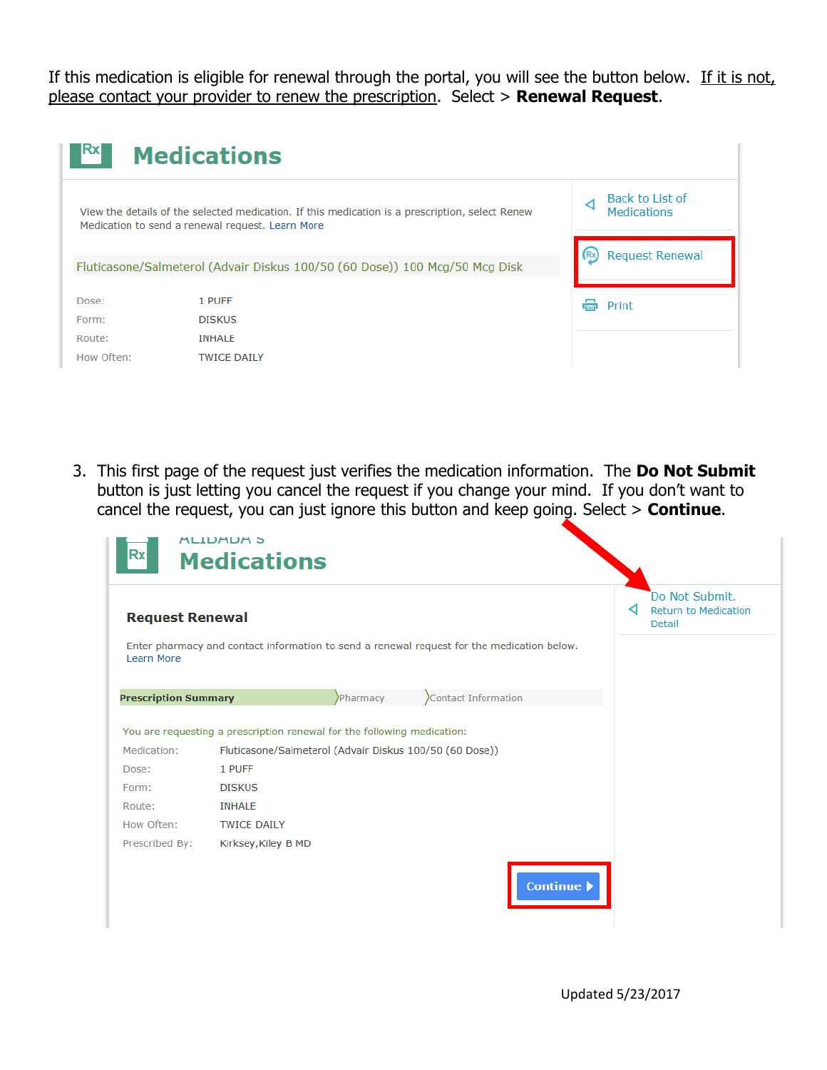If this medication is eligible for renewal through the portal, you will see the button below. If it is not, please contact your provider to renew the prescription. Select > **Renewal Request**.

**Medications**

View the details of the selected medication. If this medication is a prescription, select Renew Medication to send a renewal request. Learn More

Fluticasone/Salmeterol (Advair Diskus 100/50 (60 Dose)) 100 Mcg/50 Mcg Disk

| | |
|---|---|
| Dose: | 1 PUFF |
| Form: | DISKUS |
| Route: | INHALE |
| How Often: | TWICE DAILY |

Back to List of Medications

Request Renewal

Print

3. This first page of the request just verifies the medication information. The **Do Not Submit** button is just letting you cancel the request if you change your mind. If you don't want to cancel the request, you can just ignore this button and keep going. Select > **Continue**.

**Medications**

**Request Renewal**

Enter pharmacy and contact information to send a renewal request for the medication below. Learn More

Prescription Summary › Pharmacy › Contact Information

You are requesting a prescription renewal for the following medication:

| | |
|---|---|
| Medication: | Fluticasone/Salmeterol (Advair Diskus 100/50 (60 Dose)) |
| Dose: | 1 PUFF |
| Form: | DISKUS |
| Route: | INHALE |
| How Often: | TWICE DAILY |
| Prescribed By: | Kirksey,Kiley B MD |

Continue

Do Not Submit. Return to Medication Detail

Updated 5/23/2017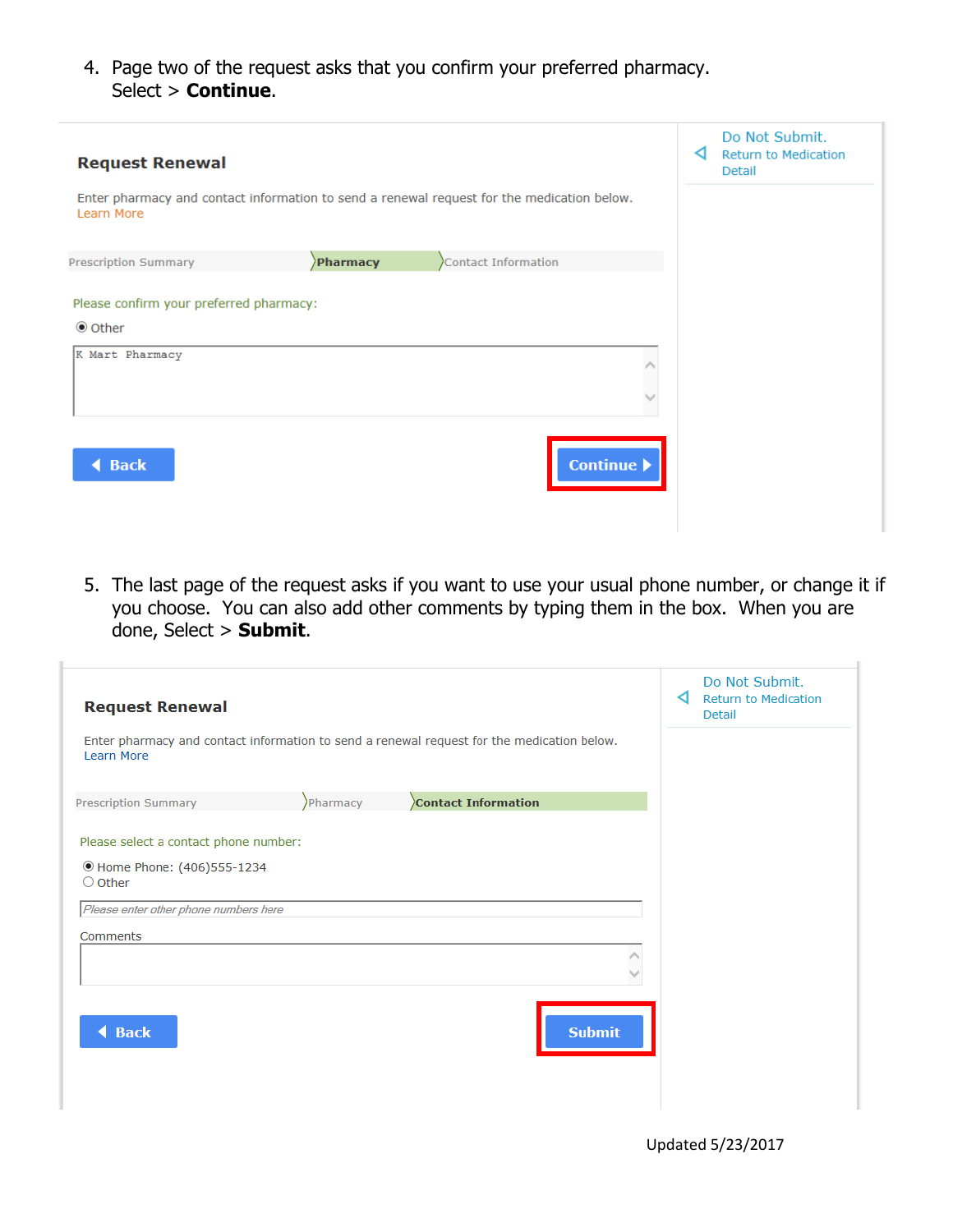4. Page two of the request asks that you confirm your preferred pharmacy. Select > **Continue**.

**Request Renewal**

Enter pharmacy and contact information to send a renewal request for the medication below.
Learn More

Prescription Summary | **Pharmacy** | Contact Information

Please confirm your preferred pharmacy:

◉ Other

K Mart Pharmacy

Back   **Continue**

Do Not Submit.
Return to Medication Detail

5. The last page of the request asks if you want to use your usual phone number, or change it if you choose. You can also add other comments by typing them in the box. When you are done, Select > **Submit**.

**Request Renewal**

Enter pharmacy and contact information to send a renewal request for the medication below.
Learn More

Prescription Summary | Pharmacy | **Contact Information**

Please select a contact phone number:

◉ Home Phone: (406)555-1234
○ Other

*Please enter other phone numbers here*

Comments

Back   **Submit**

Do Not Submit.
Return to Medication Detail

Updated 5/23/2017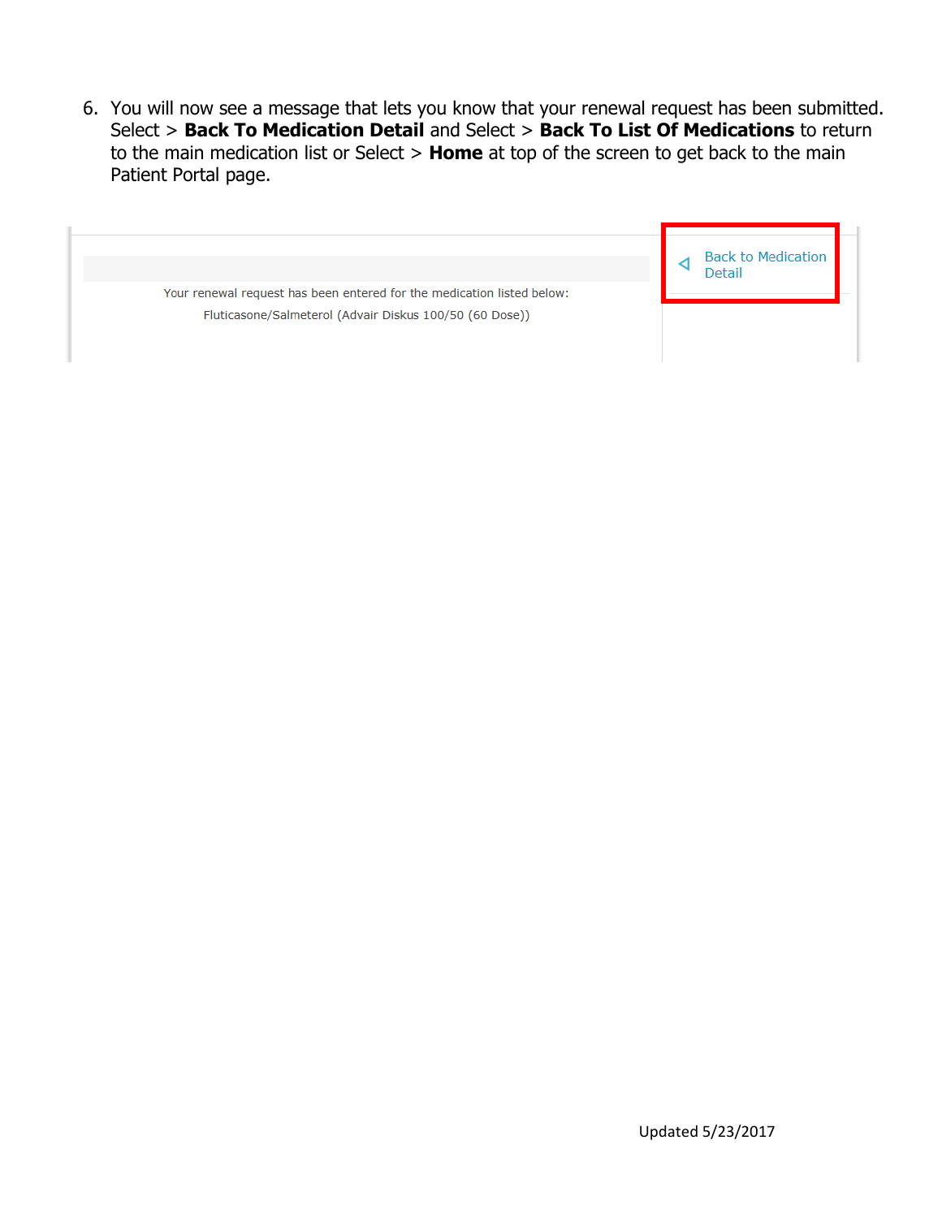6. You will now see a message that lets you know that your renewal request has been submitted. Select > **Back To Medication Detail** and Select > **Back To List Of Medications** to return to the main medication list or Select > **Home** at top of the screen to get back to the main Patient Portal page.

Your renewal request has been entered for the medication listed below:

Fluticasone/Salmeterol (Advair Diskus 100/50 (60 Dose))

Back to Medication Detail

Updated 5/23/2017